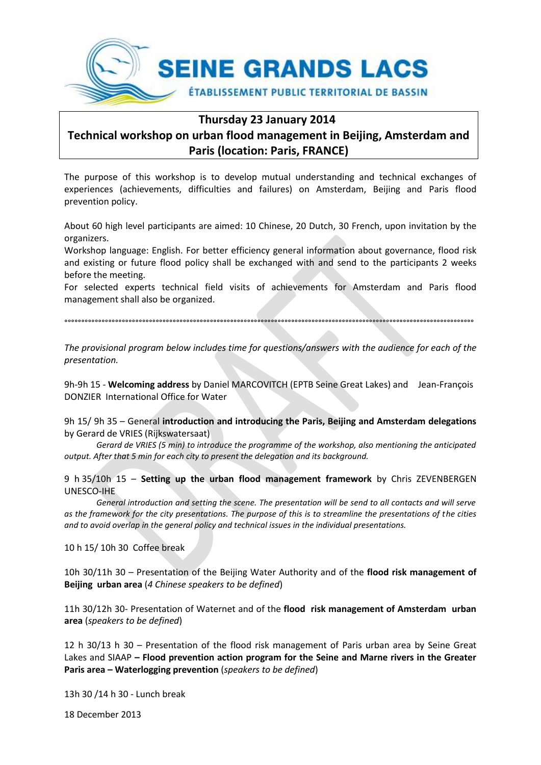SEINE GRANDS LACS

ÉTABLISSEMENT PUBLIC TERRITORIAL DE BASSIN

## Thursday 23 January 2014
## Technical workshop on urban flood management in Beijing, Amsterdam and Paris (location: Paris, FRANCE)

The purpose of this workshop is to develop mutual understanding and technical exchanges of experiences (achievements, difficulties and failures) on Amsterdam, Beijing and Paris flood prevention policy.

About 60 high level participants are aimed: 10 Chinese, 20 Dutch, 30 French, upon invitation by the organizers.

Workshop language: English. For better efficiency general information about governance, flood risk and existing or future flood policy shall be exchanged with and send to the participants 2 weeks before the meeting.

For selected experts technical field visits of achievements for Amsterdam and Paris flood management shall also be organized.

°°°°°°°°°°°°°°°°°°°°°°°°°°°°°°°°°°°°°°°°°°°°°°°°°°°°°°°°°°°°°°°°°°°°°°°°°°°°°°°°°°°°°°°°°°°°°°°°°°°°°°°°°°°°°°°°°°°°°°°°°°°°°°°°

*The provisional program below includes time for questions/answers with the audience for each of the presentation.*

9h-9h 15 - **Welcoming address** by Daniel MARCOVITCH (EPTB Seine Great Lakes) and Jean-François DONZIER International Office for Water

9h 15/ 9h 35 – General **introduction and introducing the Paris, Beijing and Amsterdam delegations** by Gerard de VRIES (Rijkswatersaat)

*Gerard de VRIES (5 min) to introduce the programme of the workshop, also mentioning the anticipated output. After that 5 min for each city to present the delegation and its background.*

9 h 35/10h 15 – **Setting up the urban flood management framework** by Chris ZEVENBERGEN UNESCO-IHE

*General introduction and setting the scene. The presentation will be send to all contacts and will serve as the framework for the city presentations. The purpose of this is to streamline the presentations of the cities and to avoid overlap in the general policy and technical issues in the individual presentations.*

10 h 15/ 10h 30 Coffee break

10h 30/11h 30 – Presentation of the Beijing Water Authority and of the **flood risk management of Beijing urban area** (*4 Chinese speakers to be defined*)

11h 30/12h 30- Presentation of Waternet and of the **flood risk management of Amsterdam urban area** (*speakers to be defined*)

12 h 30/13 h 30 – Presentation of the flood risk management of Paris urban area by Seine Great Lakes and SIAAP **– Flood prevention action program for the Seine and Marne rivers in the Greater Paris area – Waterlogging prevention** (*speakers to be defined*)

13h 30 /14 h 30 - Lunch break

18 December 2013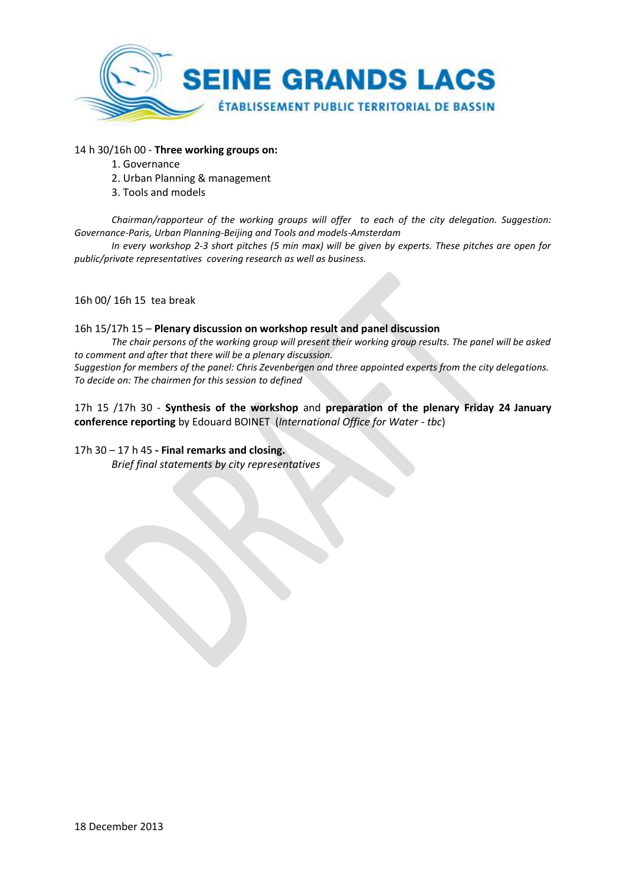14 h 30/16h 00 - **Three working groups on:**

1. Governance
2. Urban Planning & management
3. Tools and models

*Chairman/rapporteur of the working groups will offer to each of the city delegation. Suggestion: Governance-Paris, Urban Planning-Beijing and Tools and models-Amsterdam*

*In every workshop 2-3 short pitches (5 min max) will be given by experts. These pitches are open for public/private representatives covering research as well as business.*

16h 00/ 16h 15 tea break

16h 15/17h 15 – **Plenary discussion on workshop result and panel discussion**

*The chair persons of the working group will present their working group results. The panel will be asked to comment and after that there will be a plenary discussion.*

*Suggestion for members of the panel: Chris Zevenbergen and three appointed experts from the city delegations.*

*To decide on: The chairmen for this session to defined*

17h 15 /17h 30 - **Synthesis of the workshop** and **preparation of the plenary Friday 24 January conference reporting** by Edouard BOINET (*International Office for Water - tbc*)

17h 30 – 17 h 45 **- Final remarks and closing.**

*Brief final statements by city representatives*

18 December 2013